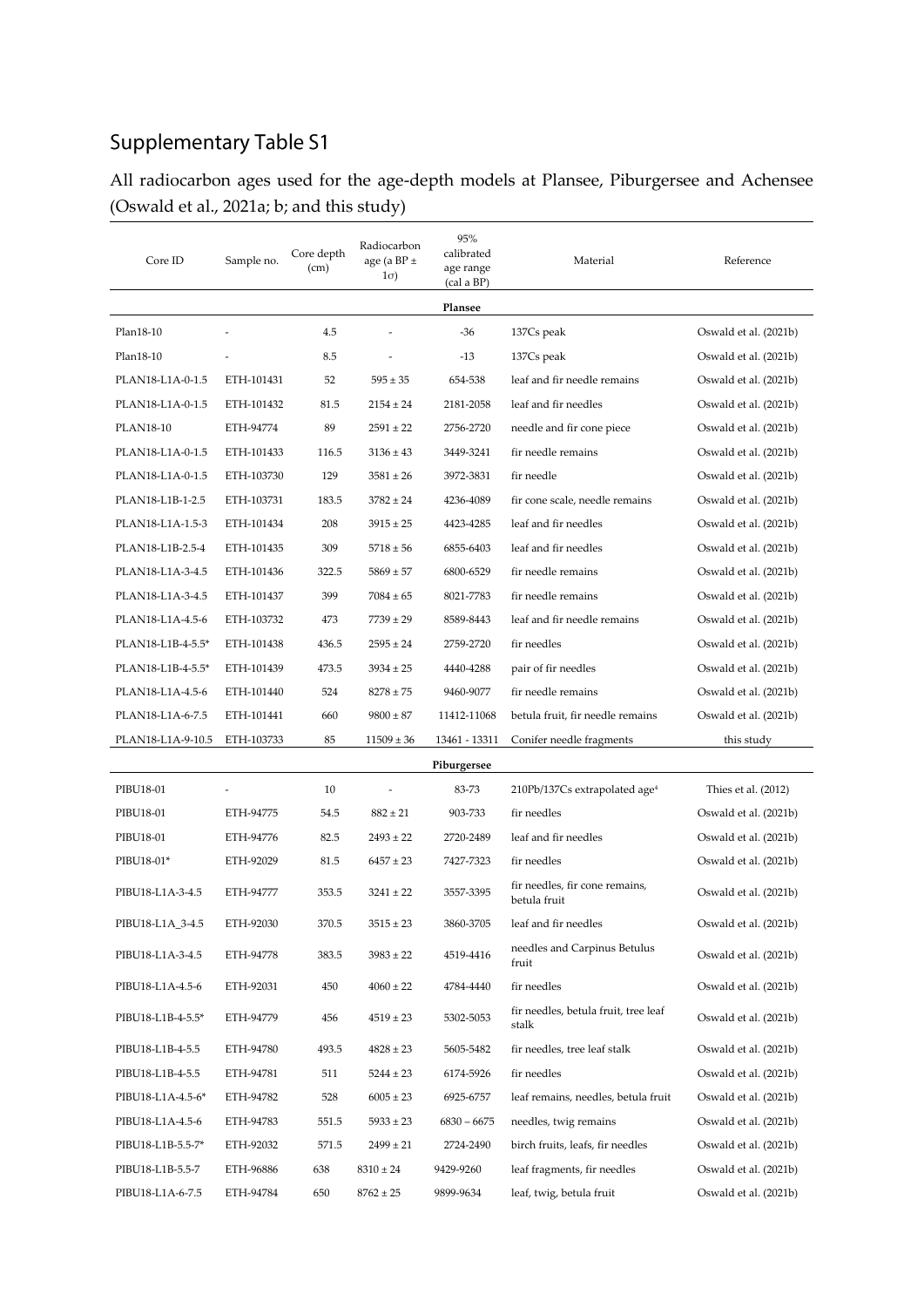# Supplementary Table S1

All radiocarbon ages used for the age-depth models at Plansee, Piburgersee and Achensee (Oswald et al., 2021a; b; and this study)

| Core ID | Sample no. | Core depth (cm) | Radiocarbon age (a BP ± 1σ) | 95% calibrated age range (cal a BP) | Material | Reference |
|---|---|---|---|---|---|---|
| | | | | **Plansee** | | |
| Plan18-10 | - | 4.5 | - | -36 | 137Cs peak | Oswald et al. (2021b) |
| Plan18-10 | - | 8.5 | - | -13 | 137Cs peak | Oswald et al. (2021b) |
| PLAN18-L1A-0-1.5 | ETH-101431 | 52 | 595 ± 35 | 654-538 | leaf and fir needle remains | Oswald et al. (2021b) |
| PLAN18-L1A-0-1.5 | ETH-101432 | 81.5 | 2154 ± 24 | 2181-2058 | leaf and fir needles | Oswald et al. (2021b) |
| PLAN18-10 | ETH-94774 | 89 | 2591 ± 22 | 2756-2720 | needle and fir cone piece | Oswald et al. (2021b) |
| PLAN18-L1A-0-1.5 | ETH-101433 | 116.5 | 3136 ± 43 | 3449-3241 | fir needle remains | Oswald et al. (2021b) |
| PLAN18-L1A-0-1.5 | ETH-103730 | 129 | 3581 ± 26 | 3972-3831 | fir needle | Oswald et al. (2021b) |
| PLAN18-L1B-1-2.5 | ETH-103731 | 183.5 | 3782 ± 24 | 4236-4089 | fir cone scale, needle remains | Oswald et al. (2021b) |
| PLAN18-L1A-1.5-3 | ETH-101434 | 208 | 3915 ± 25 | 4423-4285 | leaf and fir needles | Oswald et al. (2021b) |
| PLAN18-L1B-2.5-4 | ETH-101435 | 309 | 5718 ± 56 | 6855-6403 | leaf and fir needles | Oswald et al. (2021b) |
| PLAN18-L1A-3-4.5 | ETH-101436 | 322.5 | 5869 ± 57 | 6800-6529 | fir needle remains | Oswald et al. (2021b) |
| PLAN18-L1A-3-4.5 | ETH-101437 | 399 | 7084 ± 65 | 8021-7783 | fir needle remains | Oswald et al. (2021b) |
| PLAN18-L1A-4.5-6 | ETH-103732 | 473 | 7739 ± 29 | 8589-8443 | leaf and fir needle remains | Oswald et al. (2021b) |
| PLAN18-L1B-4-5.5* | ETH-101438 | 436.5 | 2595 ± 24 | 2759-2720 | fir needles | Oswald et al. (2021b) |
| PLAN18-L1B-4-5.5* | ETH-101439 | 473.5 | 3934 ± 25 | 4440-4288 | pair of fir needles | Oswald et al. (2021b) |
| PLAN18-L1A-4.5-6 | ETH-101440 | 524 | 8278 ± 75 | 9460-9077 | fir needle remains | Oswald et al. (2021b) |
| PLAN18-L1A-6-7.5 | ETH-101441 | 660 | 9800 ± 87 | 11412-11068 | betula fruit, fir needle remains | Oswald et al. (2021b) |
| PLAN18-L1A-9-10.5 | ETH-103733 | 85 | 11509 ± 36 | 13461 - 13311 | Conifer needle fragments | this study |
| | | | | **Piburgersee** | | |
| PIBU18-01 | - | 10 | - | 83-73 | 210Pb/137Cs extrapolated age[a] | Thies et al. (2012) |
| PIBU18-01 | ETH-94775 | 54.5 | 882 ± 21 | 903-733 | fir needles | Oswald et al. (2021b) |
| PIBU18-01 | ETH-94776 | 82.5 | 2493 ± 22 | 2720-2489 | leaf and fir needles | Oswald et al. (2021b) |
| PIBU18-01* | ETH-92029 | 81.5 | 6457 ± 23 | 7427-7323 | fir needles | Oswald et al. (2021b) |
| PIBU18-L1A-3-4.5 | ETH-94777 | 353.5 | 3241 ± 22 | 3557-3395 | fir needles, fir cone remains, betula fruit | Oswald et al. (2021b) |
| PIBU18-L1A_3-4.5 | ETH-92030 | 370.5 | 3515 ± 23 | 3860-3705 | leaf and fir needles | Oswald et al. (2021b) |
| PIBU18-L1A-3-4.5 | ETH-94778 | 383.5 | 3983 ± 22 | 4519-4416 | needles and Carpinus Betulus fruit | Oswald et al. (2021b) |
| PIBU18-L1A-4.5-6 | ETH-92031 | 450 | 4060 ± 22 | 4784-4440 | fir needles | Oswald et al. (2021b) |
| PIBU18-L1B-4-5.5* | ETH-94779 | 456 | 4519 ± 23 | 5302-5053 | fir needles, betula fruit, tree leaf stalk | Oswald et al. (2021b) |
| PIBU18-L1B-4-5.5 | ETH-94780 | 493.5 | 4828 ± 23 | 5605-5482 | fir needles, tree leaf stalk | Oswald et al. (2021b) |
| PIBU18-L1B-4-5.5 | ETH-94781 | 511 | 5244 ± 23 | 6174-5926 | fir needles | Oswald et al. (2021b) |
| PIBU18-L1A-4.5-6* | ETH-94782 | 528 | 6005 ± 23 | 6925-6757 | leaf remains, needles, betula fruit | Oswald et al. (2021b) |
| PIBU18-L1A-4.5-6 | ETH-94783 | 551.5 | 5933 ± 23 | 6830 – 6675 | needles, twig remains | Oswald et al. (2021b) |
| PIBU18-L1B-5.5-7* | ETH-92032 | 571.5 | 2499 ± 21 | 2724-2490 | birch fruits, leafs, fir needles | Oswald et al. (2021b) |
| PIBU18-L1B-5.5-7 | ETH-96886 | 638 | 8310 ± 24 | 9429-9260 | leaf fragments, fir needles | Oswald et al. (2021b) |
| PIBU18-L1A-6-7.5 | ETH-94784 | 650 | 8762 ± 25 | 9899-9634 | leaf, twig, betula fruit | Oswald et al. (2021b) |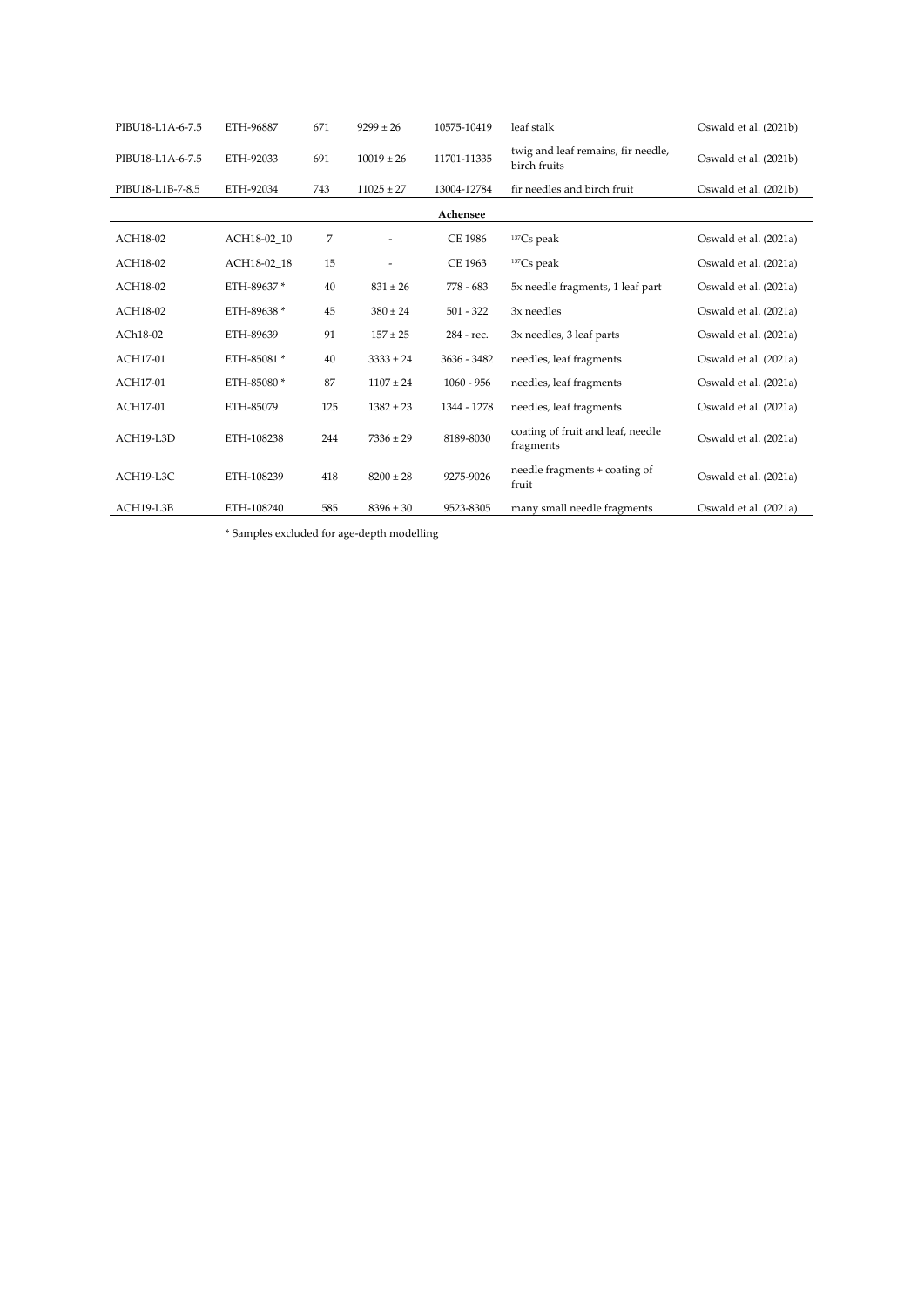| | | | | | | |
|---|---|---|---|---|---|---|
| PIBU18-L1A-6-7.5 | ETH-96887 | 671 | 9299 ± 26 | 10575-10419 | leaf stalk | Oswald et al. (2021b) |
| PIBU18-L1A-6-7.5 | ETH-92033 | 691 | 10019 ± 26 | 11701-11335 | twig and leaf remains, fir needle, birch fruits | Oswald et al. (2021b) |
| PIBU18-L1B-7-8.5 | ETH-92034 | 743 | 11025 ± 27 | 13004-12784 | fir needles and birch fruit | Oswald et al. (2021b) |
| | | | | **Achensee** | | |
| ACH18-02 | ACH18-02_10 | 7 | - | CE 1986 | $^{137}Cs$ peak | Oswald et al. (2021a) |
| ACH18-02 | ACH18-02_18 | 15 | - | CE 1963 | $^{137}Cs$ peak | Oswald et al. (2021a) |
| ACH18-02 | ETH-89637 * | 40 | 831 ± 26 | 778 - 683 | 5x needle fragments, 1 leaf part | Oswald et al. (2021a) |
| ACH18-02 | ETH-89638 * | 45 | 380 ± 24 | 501 - 322 | 3x needles | Oswald et al. (2021a) |
| ACh18-02 | ETH-89639 | 91 | 157 ± 25 | 284 - rec. | 3x needles, 3 leaf parts | Oswald et al. (2021a) |
| ACH17-01 | ETH-85081 * | 40 | 3333 ± 24 | 3636 - 3482 | needles, leaf fragments | Oswald et al. (2021a) |
| ACH17-01 | ETH-85080 * | 87 | 1107 ± 24 | 1060 - 956 | needles, leaf fragments | Oswald et al. (2021a) |
| ACH17-01 | ETH-85079 | 125 | 1382 ± 23 | 1344 - 1278 | needles, leaf fragments | Oswald et al. (2021a) |
| ACH19-L3D | ETH-108238 | 244 | 7336 ± 29 | 8189-8030 | coating of fruit and leaf, needle fragments | Oswald et al. (2021a) |
| ACH19-L3C | ETH-108239 | 418 | 8200 ± 28 | 9275-9026 | needle fragments + coating of fruit | Oswald et al. (2021a) |
| ACH19-L3B | ETH-108240 | 585 | 8396 ± 30 | 9523-8305 | many small needle fragments | Oswald et al. (2021a) |

* Samples excluded for age-depth modelling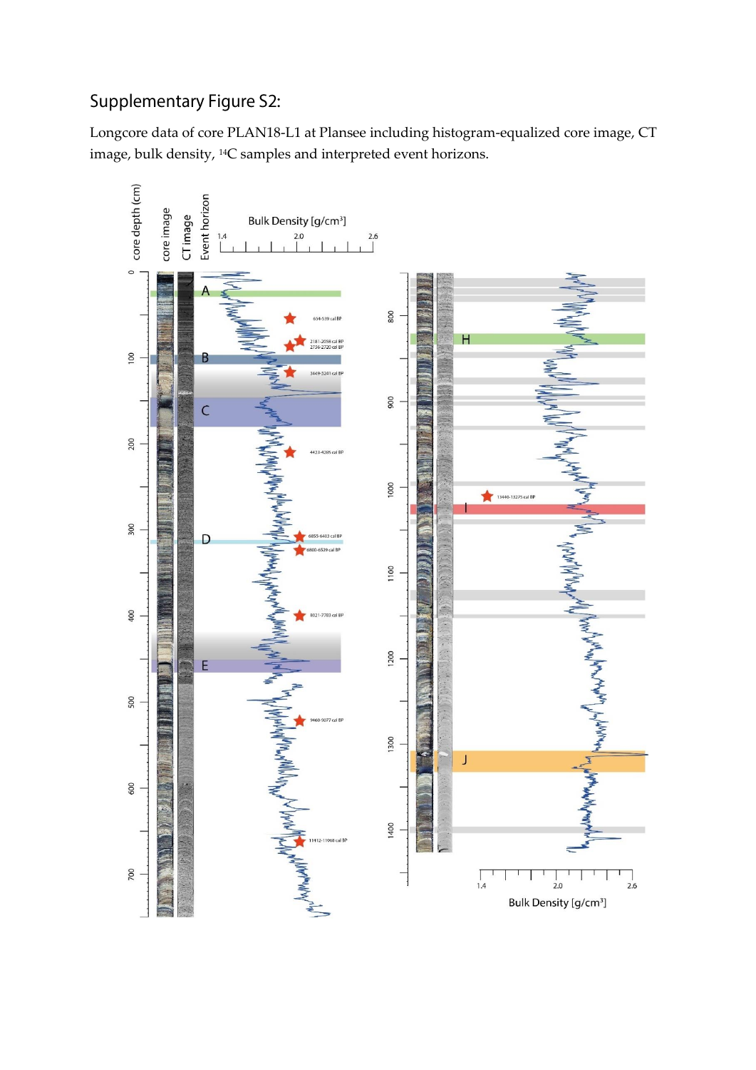Supplementary Figure S2:

Longcore data of core PLAN18-L1 at Plansee including histogram-equalized core image, CT image, bulk density, $^{14}C$ samples and interpreted event horizons.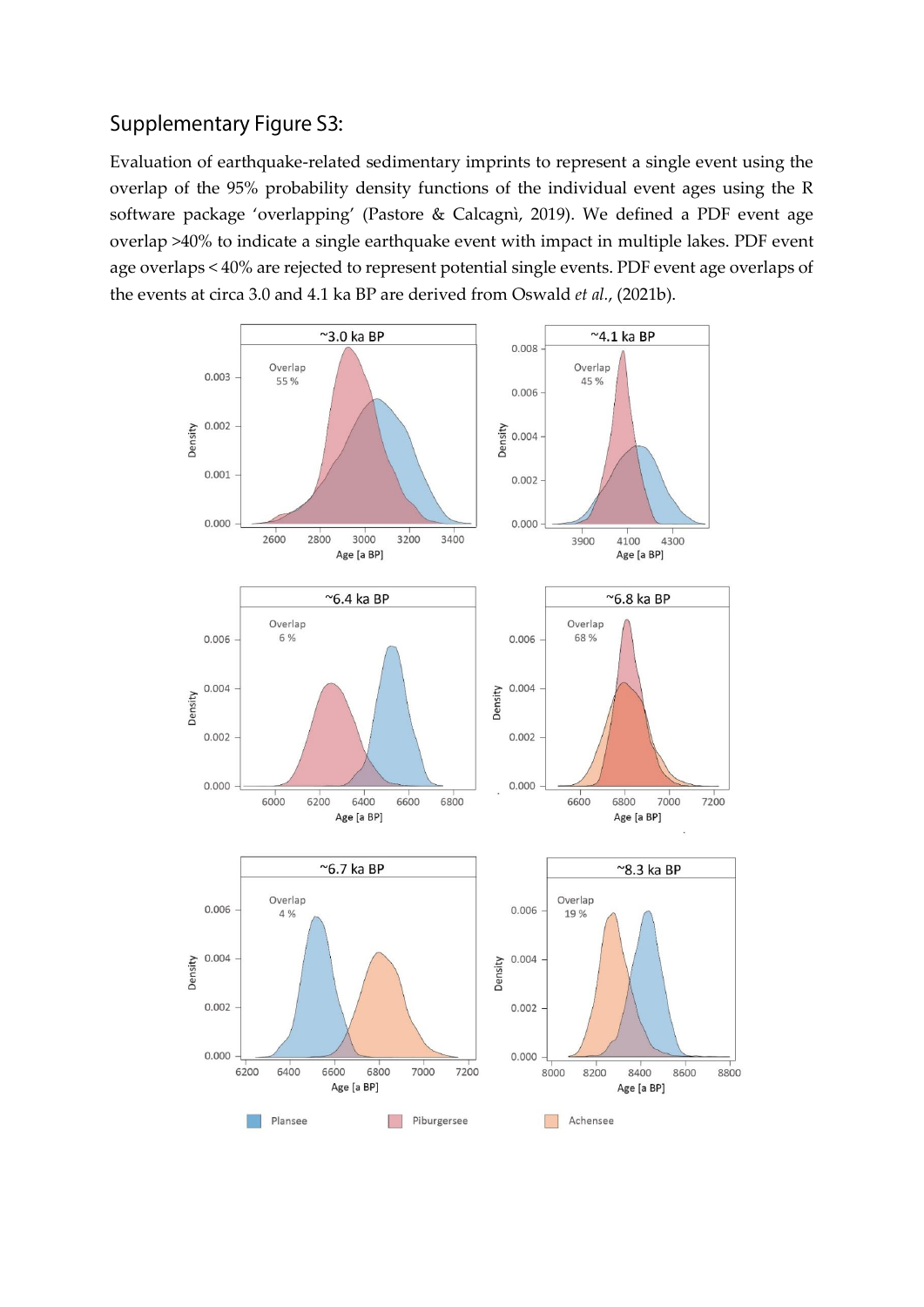## Supplementary Figure S3:

Evaluation of earthquake-related sedimentary imprints to represent a single event using the overlap of the 95% probability density functions of the individual event ages using the R software package 'overlapping' (Pastore & Calcagnì, 2019). We defined a PDF event age overlap >40% to indicate a single earthquake event with impact in multiple lakes. PDF event age overlaps < 40% are rejected to represent potential single events. PDF event age overlaps of the events at circa 3.0 and 4.1 ka BP are derived from Oswald *et al.*, (2021b).

~3.0 ka BP
Overlap 55 %
Density
0.000 0.001 0.002 0.003
2600 2800 3000 3200 3400
Age [a BP]

~4.1 ka BP
Overlap 45 %
Density
0.000 0.002 0.004 0.006 0.008
3900 4100 4300
Age [a BP]

~6.4 ka BP
Overlap 6 %
Density
0.000 0.002 0.004 0.006
6000 6200 6400 6600 6800
Age [a BP]

~6.8 ka BP
Overlap 68 %
Density
0.000 0.002 0.004 0.006
6600 6800 7000 7200
Age [a BP]

~6.7 ka BP
Overlap 4 %
Density
0.000 0.002 0.004 0.006
6200 6400 6600 6800 7000 7200
Age [a BP]

~8.3 ka BP
Overlap 19 %
Density
0.000 0.002 0.004 0.006
8000 8200 8400 8600 8800
Age [a BP]

Plansee Piburgersee Achensee